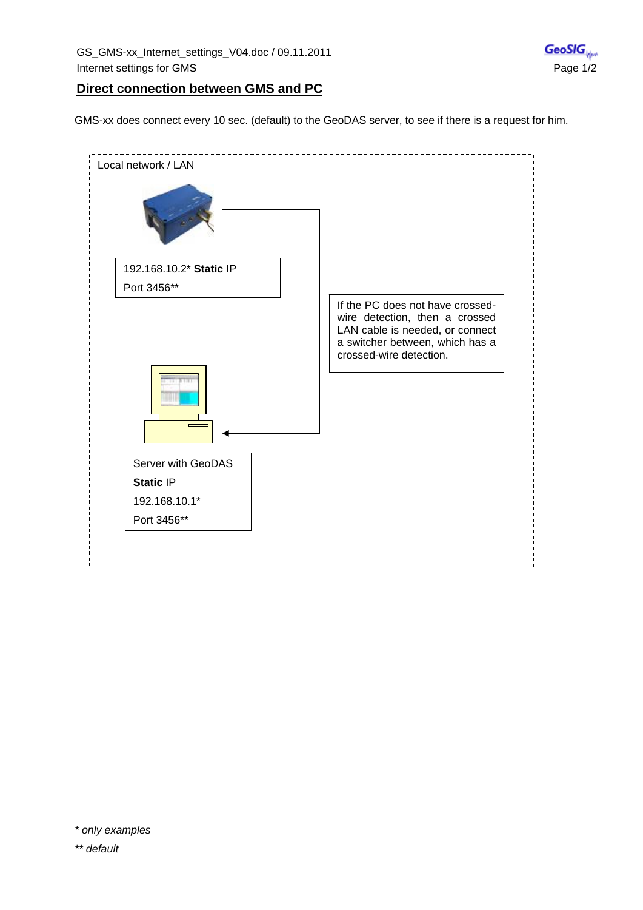## Direct connection between GMS and PC

GMS-xx does connect every 10 sec. (default) to the GeoDAS server, to see if there is a request for him.

Local network / LAN

192.168.10.2* **Static** IP

Port 3456**

If the PC does not have crossed-wire detection, then a crossed LAN cable is needed, or connect a switcher between, which has a crossed-wire detection.

Server with GeoDAS

**Static** IP

192.168.10.1*

Port 3456**

*\* only examples*

*\*\* default*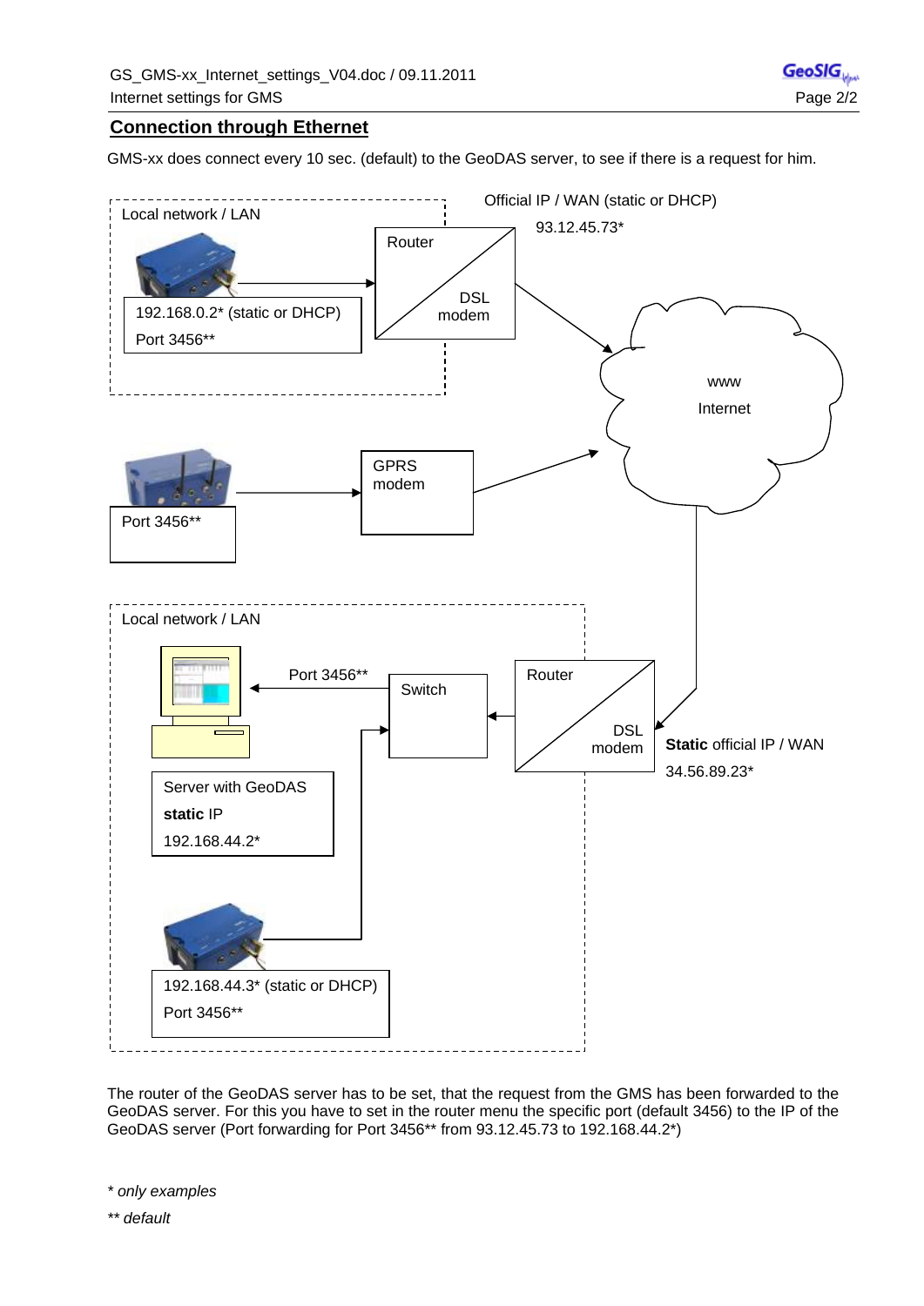## Connection through Ethernet

GMS-xx does connect every 10 sec. (default) to the GeoDAS server, to see if there is a request for him.

Local network / LAN

192.168.0.2* (static or DHCP)

Port 3456**

Router

DSL modem

Official IP / WAN (static or DHCP)

93.12.45.73*

www

Internet

Port 3456**

GPRS modem

Local network / LAN

Port 3456**

Switch

Router

DSL modem

**Static** official IP / WAN

34.56.89.23*

Server with GeoDAS

**static** IP

192.168.44.2*

192.168.44.3* (static or DHCP)

Port 3456**

The router of the GeoDAS server has to be set, that the request from the GMS has been forwarded to the GeoDAS server. For this you have to set in the router menu the specific port (default 3456) to the IP of the GeoDAS server (Port forwarding for Port 3456** from 93.12.45.73 to 192.168.44.2*)

*\* only examples*

*\*\* default*